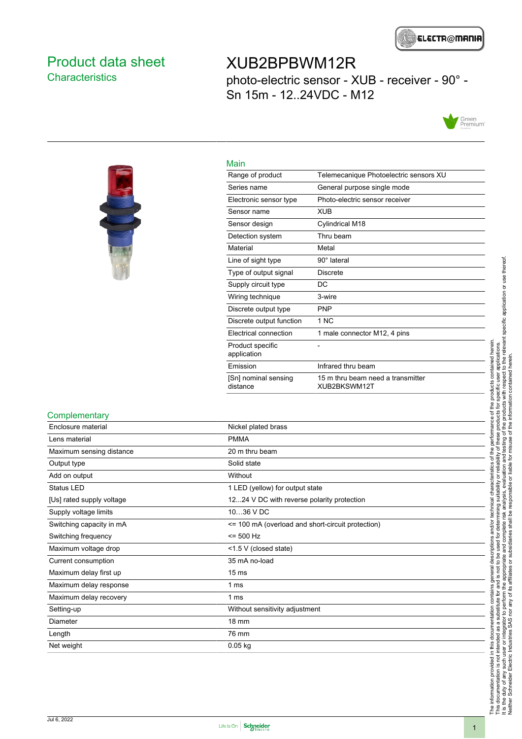# Product data sheet
## Characteristics

# XUB2BPBWM12R
photo-electric sensor - XUB - receiver - 90° - Sn 15m - 12..24VDC - M12

## Main

| | |
|---|---|
| Range of product | Telemecanique Photoelectric sensors XU |
| Series name | General purpose single mode |
| Electronic sensor type | Photo-electric sensor receiver |
| Sensor name | XUB |
| Sensor design | Cylindrical M18 |
| Detection system | Thru beam |
| Material | Metal |
| Line of sight type | 90° lateral |
| Type of output signal | Discrete |
| Supply circuit type | DC |
| Wiring technique | 3-wire |
| Discrete output type | PNP |
| Discrete output function | 1 NC |
| Electrical connection | 1 male connector M12, 4 pins |
| Product specific application | - |
| Emission | Infrared thru beam |
| [Sn] nominal sensing distance | 15 m thru beam need a transmitter XUB2BKSWM12T |

## Complementary

| | |
|---|---|
| Enclosure material | Nickel plated brass |
| Lens material | PMMA |
| Maximum sensing distance | 20 m thru beam |
| Output type | Solid state |
| Add on output | Without |
| Status LED | 1 LED (yellow) for output state |
| [Us] rated supply voltage | 12...24 V DC with reverse polarity protection |
| Supply voltage limits | 10…36 V DC |
| Switching capacity in mA | <= 100 mA (overload and short-circuit protection) |
| Switching frequency | <= 500 Hz |
| Maximum voltage drop | <1.5 V (closed state) |
| Current consumption | 35 mA no-load |
| Maximum delay first up | 15 ms |
| Maximum delay response | 1 ms |
| Maximum delay recovery | 1 ms |
| Setting-up | Without sensitivity adjustment |
| Diameter | 18 mm |
| Length | 76 mm |
| Net weight | 0.05 kg |

The information provided in this documentation contains general descriptions and/or technical characteristics of the performance of the products contained herein. This documentation is not intended as a substitute for and is not to be used for determining suitability or reliability of these products for specific user applications. It is the duty of any such user or integrator to perform the appropriate and complete risk analysis, evaluation and testing of the products with respect to the relevant specific application or use thereof. Neither Schneider Electric Industries SAS nor any of its affiliates or subsidiaries shall be responsible or liable for misuse of the information contained herein.

Jul 6, 2022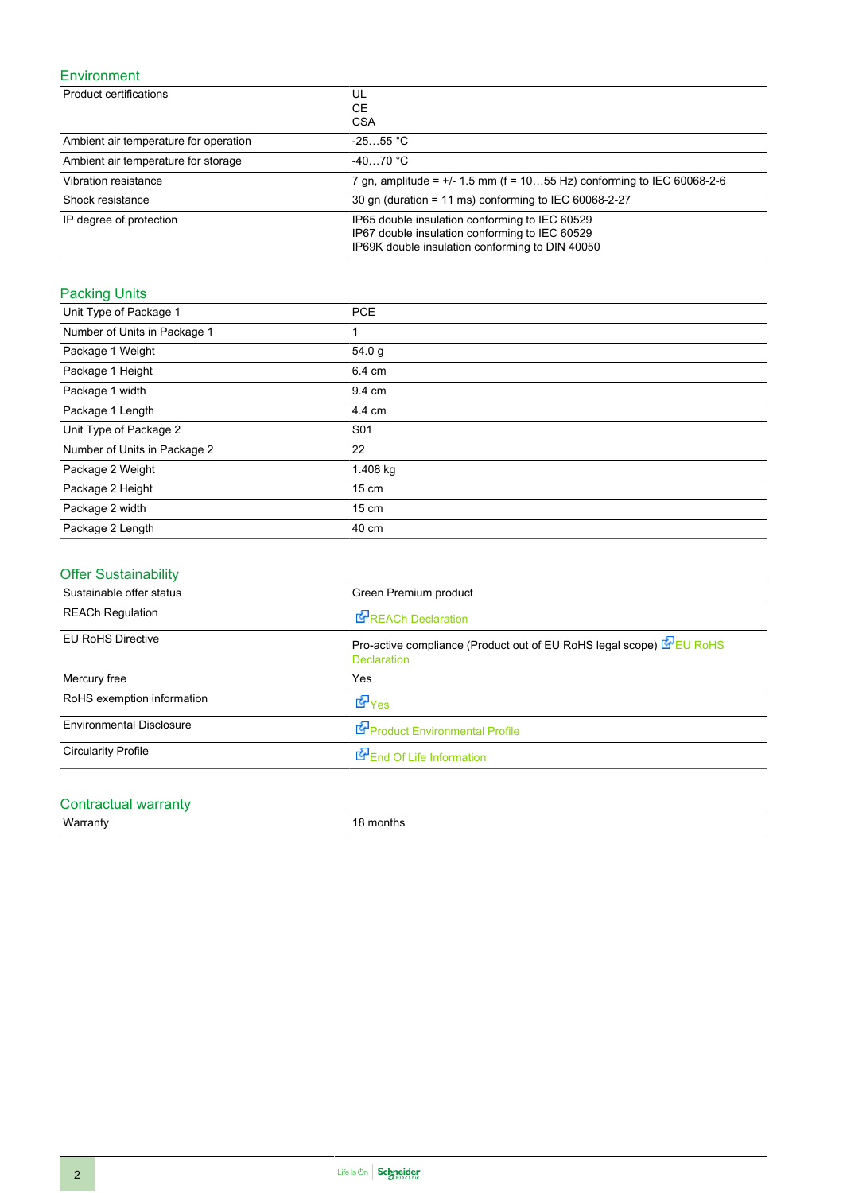## Environment

| | |
|---|---|
| Product certifications | UL<br>CE<br>CSA |
| Ambient air temperature for operation | -25…55 °C |
| Ambient air temperature for storage | -40…70 °C |
| Vibration resistance | 7 gn, amplitude = +/- 1.5 mm (f = 10…55 Hz) conforming to IEC 60068-2-6 |
| Shock resistance | 30 gn (duration = 11 ms) conforming to IEC 60068-2-27 |
| IP degree of protection | IP65 double insulation conforming to IEC 60529<br>IP67 double insulation conforming to IEC 60529<br>IP69K double insulation conforming to DIN 40050 |

## Packing Units

| | |
|---|---|
| Unit Type of Package 1 | PCE |
| Number of Units in Package 1 | 1 |
| Package 1 Weight | 54.0 g |
| Package 1 Height | 6.4 cm |
| Package 1 width | 9.4 cm |
| Package 1 Length | 4.4 cm |
| Unit Type of Package 2 | S01 |
| Number of Units in Package 2 | 22 |
| Package 2 Weight | 1.408 kg |
| Package 2 Height | 15 cm |
| Package 2 width | 15 cm |
| Package 2 Length | 40 cm |

## Offer Sustainability

| | |
|---|---|
| Sustainable offer status | Green Premium product |
| REACh Regulation | REACh Declaration |
| EU RoHS Directive | Pro-active compliance (Product out of EU RoHS legal scope) EU RoHS Declaration |
| Mercury free | Yes |
| RoHS exemption information | Yes |
| Environmental Disclosure | Product Environmental Profile |
| Circularity Profile | End Of Life Information |

## Contractual warranty

| | |
|---|---|
| Warranty | 18 months |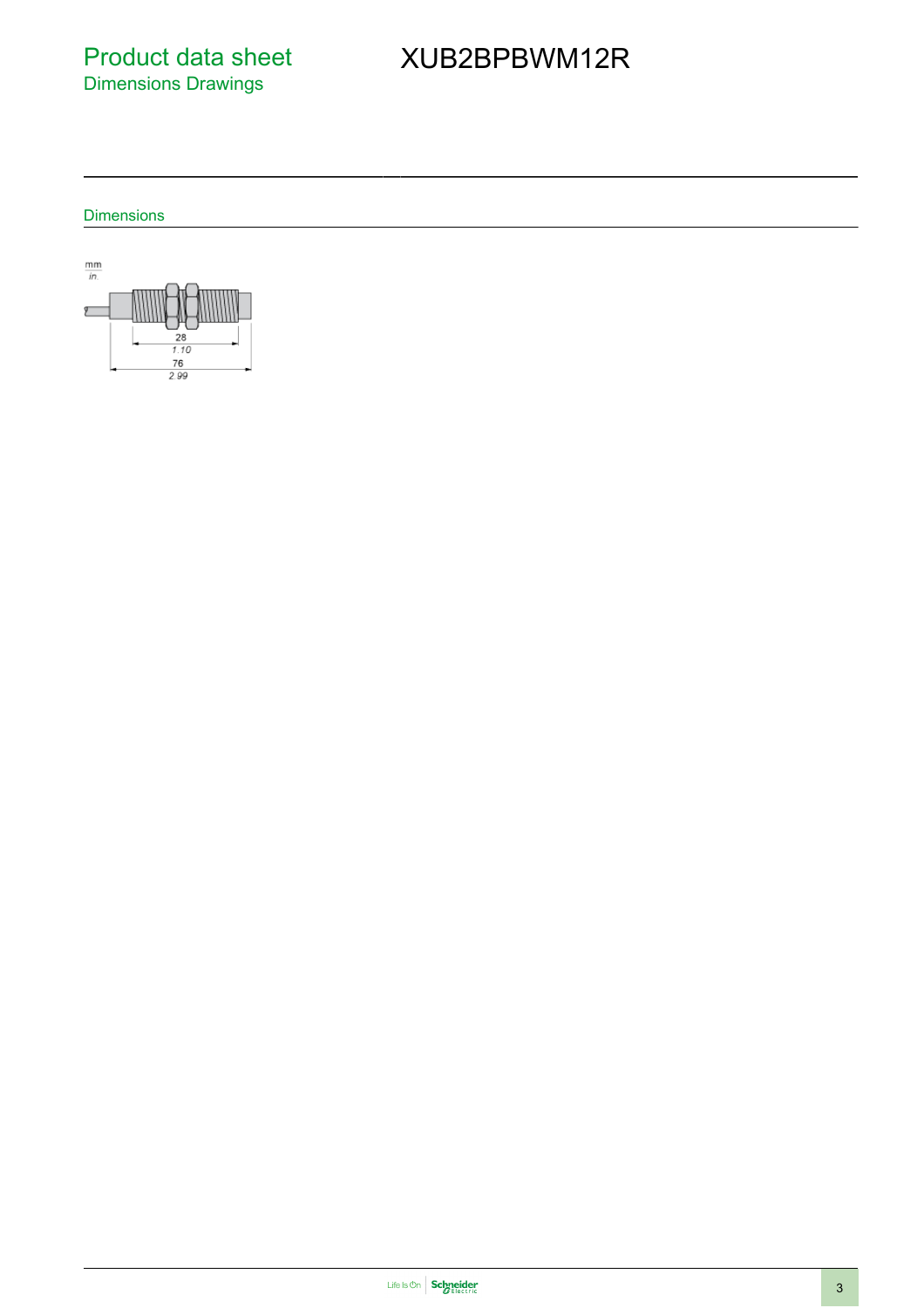# Product data sheet
## Dimensions Drawings

# XUB2BPBWM12R

### Dimensions

mm
in.

28
1.10
76
2.99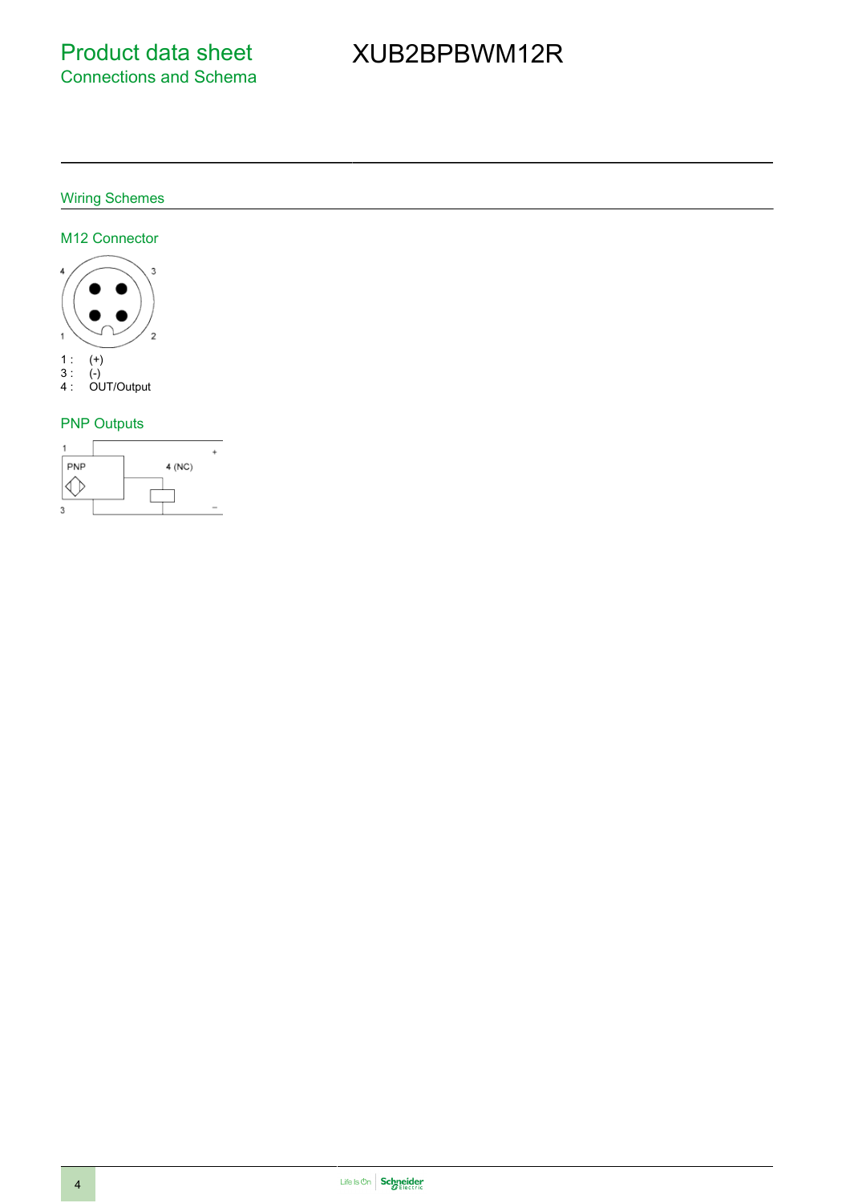# Product data sheet
## Connections and Schema

# XUB2BPBWM12R

## Wiring Schemes

### M12 Connector

1 : (+)
3 : (-)
4 : OUT/Output

### PNP Outputs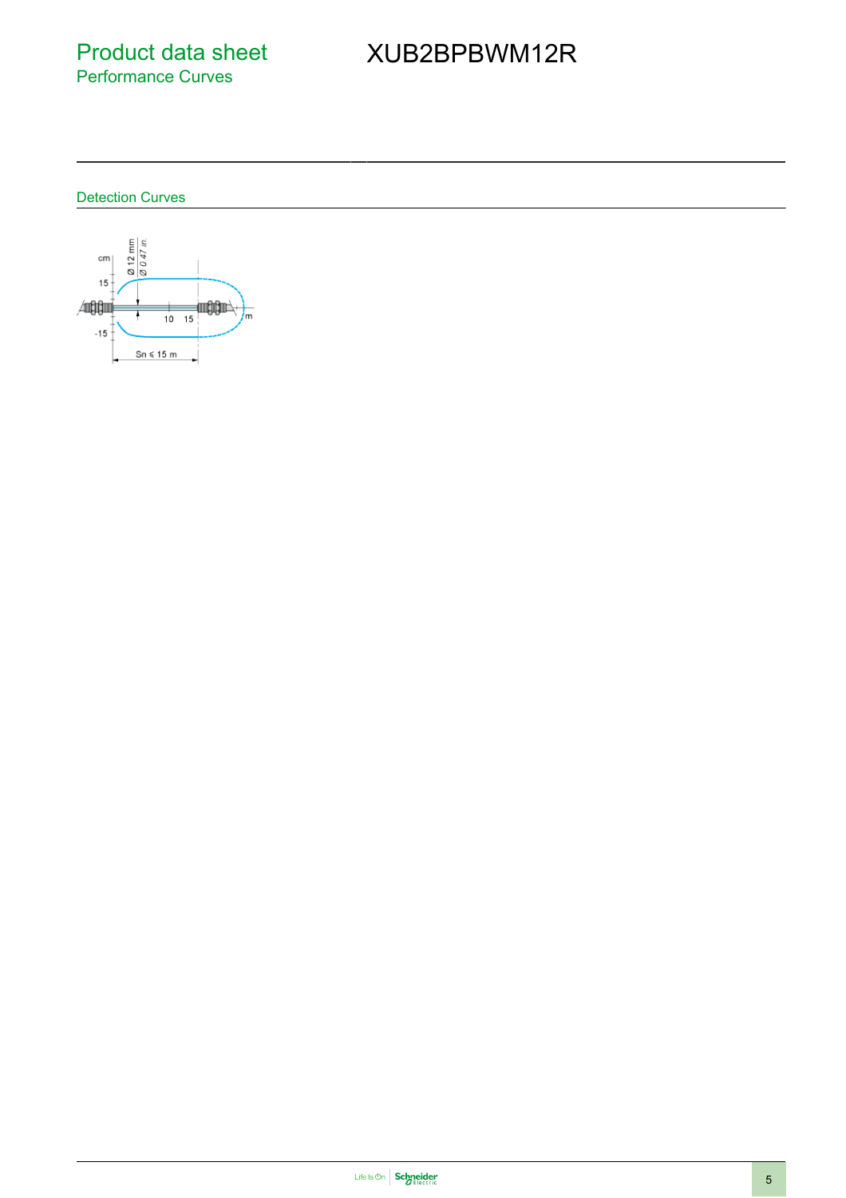# Product data sheet
## Performance Curves

XUB2BPBWM12R

### Detection Curves

cm

Ø 12 mm

Ø 0.47 in.

15

10 15

m

-15

Sn ≤ 15 m